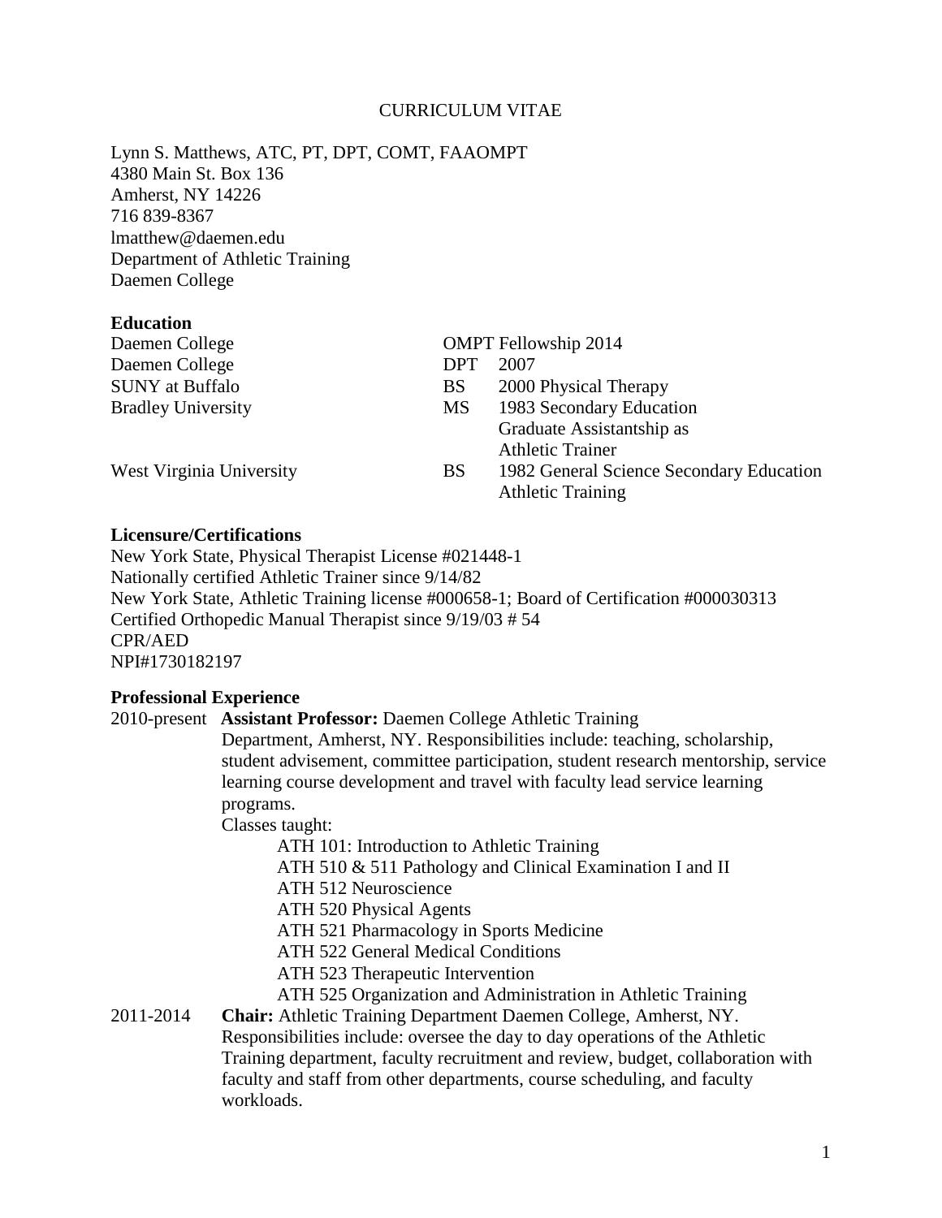# CURRICULUM VITAE

Lynn S. Matthews, ATC, PT, DPT, COMT, FAAOMPT
4380 Main St. Box 136
Amherst, NY 14226
716 839-8367
lmatthew@daemen.edu
Department of Athletic Training
Daemen College

## Education

| | | |
|---|---|---|
| Daemen College | | OMPT Fellowship 2014 |
| Daemen College | DPT | 2007 |
| SUNY at Buffalo | BS | 2000 Physical Therapy |
| Bradley University | MS | 1983 Secondary Education Graduate Assistantship as Athletic Trainer |
| West Virginia University | BS | 1982 General Science Secondary Education Athletic Training |

## Licensure/Certifications

New York State, Physical Therapist License #021448-1
Nationally certified Athletic Trainer since 9/14/82
New York State, Athletic Training license #000658-1; Board of Certification #000030313
Certified Orthopedic Manual Therapist since 9/19/03 # 54
CPR/AED
NPI#1730182197

## Professional Experience

2010-present **Assistant Professor:** Daemen College Athletic Training Department, Amherst, NY. Responsibilities include: teaching, scholarship, student advisement, committee participation, student research mentorship, service learning course development and travel with faculty lead service learning programs.

Classes taught:

- ATH 101: Introduction to Athletic Training
- ATH 510 & 511 Pathology and Clinical Examination I and II
- ATH 512 Neuroscience
- ATH 520 Physical Agents
- ATH 521 Pharmacology in Sports Medicine
- ATH 522 General Medical Conditions
- ATH 523 Therapeutic Intervention
- ATH 525 Organization and Administration in Athletic Training

2011-2014 **Chair:** Athletic Training Department Daemen College, Amherst, NY. Responsibilities include: oversee the day to day operations of the Athletic Training department, faculty recruitment and review, budget, collaboration with faculty and staff from other departments, course scheduling, and faculty workloads.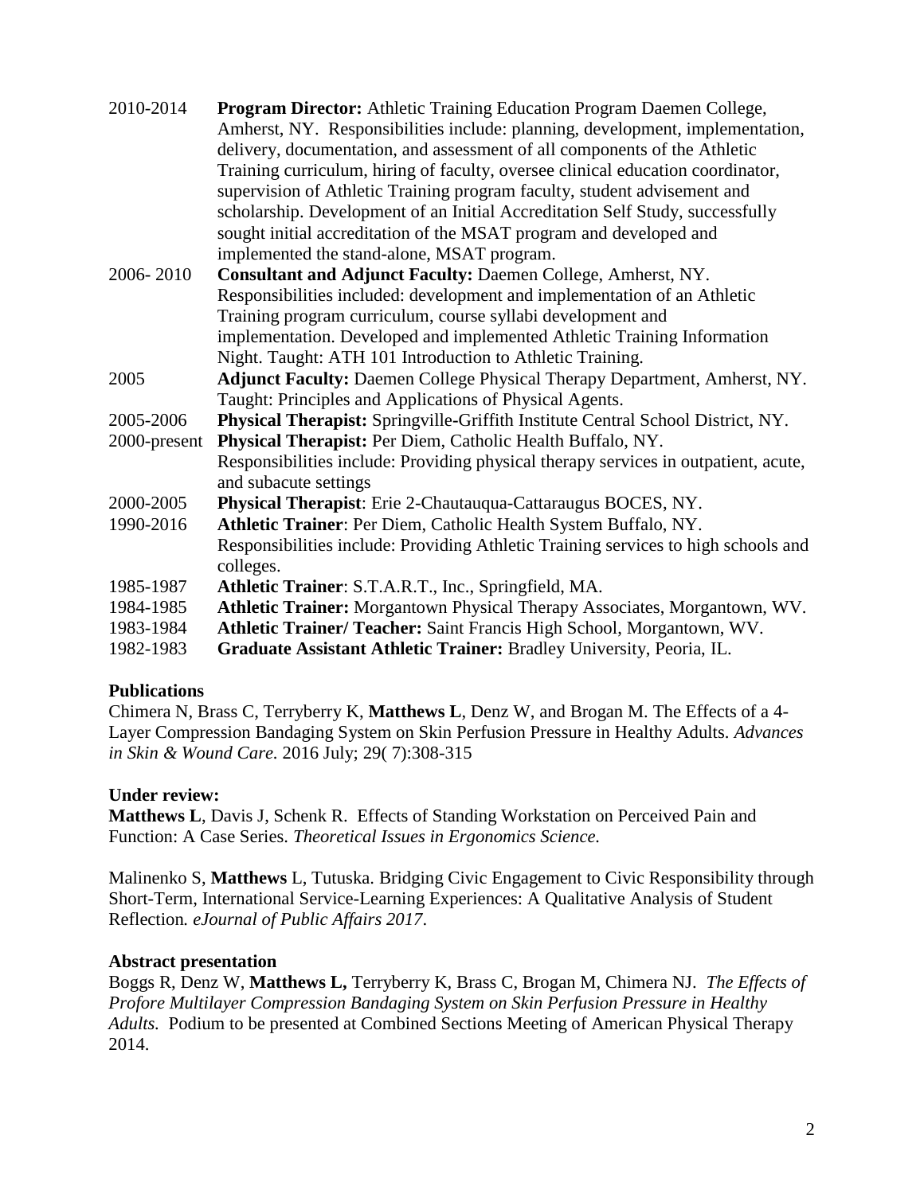2010-2014 **Program Director:** Athletic Training Education Program Daemen College, Amherst, NY. Responsibilities include: planning, development, implementation, delivery, documentation, and assessment of all components of the Athletic Training curriculum, hiring of faculty, oversee clinical education coordinator, supervision of Athletic Training program faculty, student advisement and scholarship. Development of an Initial Accreditation Self Study, successfully sought initial accreditation of the MSAT program and developed and implemented the stand-alone, MSAT program.

2006- 2010 **Consultant and Adjunct Faculty:** Daemen College, Amherst, NY. Responsibilities included: development and implementation of an Athletic Training program curriculum, course syllabi development and implementation. Developed and implemented Athletic Training Information Night. Taught: ATH 101 Introduction to Athletic Training.

2005 **Adjunct Faculty:** Daemen College Physical Therapy Department, Amherst, NY. Taught: Principles and Applications of Physical Agents.

2005-2006 **Physical Therapist:** Springville-Griffith Institute Central School District, NY.

2000-present **Physical Therapist:** Per Diem, Catholic Health Buffalo, NY. Responsibilities include: Providing physical therapy services in outpatient, acute, and subacute settings

2000-2005 **Physical Therapist**: Erie 2-Chautauqua-Cattaraugus BOCES, NY.

1990-2016 **Athletic Trainer**: Per Diem, Catholic Health System Buffalo, NY. Responsibilities include: Providing Athletic Training services to high schools and colleges.

1985-1987 **Athletic Trainer**: S.T.A.R.T., Inc., Springfield, MA.

1984-1985 **Athletic Trainer:** Morgantown Physical Therapy Associates, Morgantown, WV.

1983-1984 **Athletic Trainer/ Teacher:** Saint Francis High School, Morgantown, WV.

1982-1983 **Graduate Assistant Athletic Trainer:** Bradley University, Peoria, IL.

**Publications**

Chimera N, Brass C, Terryberry K, **Matthews L**, Denz W, and Brogan M. The Effects of a 4-Layer Compression Bandaging System on Skin Perfusion Pressure in Healthy Adults. *Advances in Skin & Wound Care*. 2016 July; 29( 7):308-315

**Under review:**

**Matthews L**, Davis J, Schenk R. Effects of Standing Workstation on Perceived Pain and Function: A Case Series. *Theoretical Issues in Ergonomics Science.*

Malinenko S, **Matthews** L, Tutuska. Bridging Civic Engagement to Civic Responsibility through Short-Term, International Service-Learning Experiences: A Qualitative Analysis of Student Reflection*. eJournal of Public Affairs 2017.*

**Abstract presentation**

Boggs R, Denz W, **Matthews L,** Terryberry K, Brass C, Brogan M, Chimera NJ. *The Effects of Profore Multilayer Compression Bandaging System on Skin Perfusion Pressure in Healthy Adults.* Podium to be presented at Combined Sections Meeting of American Physical Therapy 2014.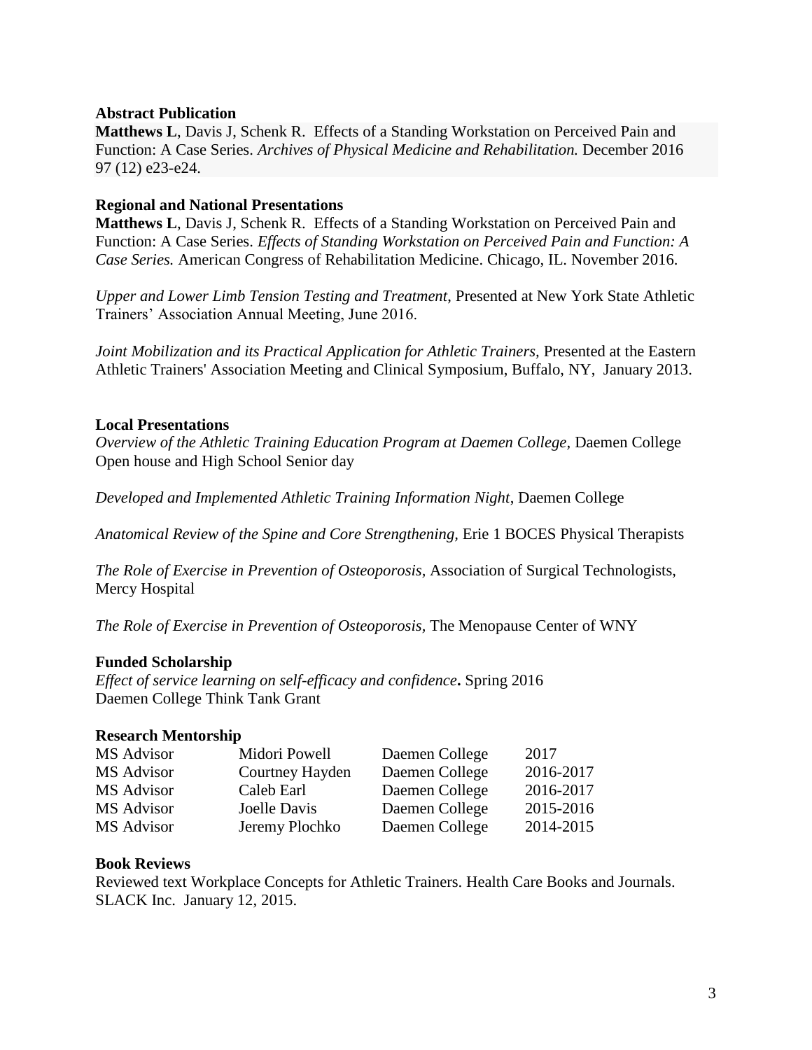**Abstract Publication**

**Matthews L**, Davis J, Schenk R. Effects of a Standing Workstation on Perceived Pain and Function: A Case Series. *Archives of Physical Medicine and Rehabilitation.* December 2016 97 (12) e23-e24.

**Regional and National Presentations**

**Matthews L**, Davis J, Schenk R. Effects of a Standing Workstation on Perceived Pain and Function: A Case Series. *Effects of Standing Workstation on Perceived Pain and Function: A Case Series.* American Congress of Rehabilitation Medicine. Chicago, IL. November 2016.

*Upper and Lower Limb Tension Testing and Treatment*, Presented at New York State Athletic Trainers' Association Annual Meeting, June 2016.

*Joint Mobilization and its Practical Application for Athletic Trainers,* Presented at the Eastern Athletic Trainers' Association Meeting and Clinical Symposium, Buffalo, NY, January 2013.

**Local Presentations**

*Overview of the Athletic Training Education Program at Daemen College,* Daemen College Open house and High School Senior day

*Developed and Implemented Athletic Training Information Night*, Daemen College

*Anatomical Review of the Spine and Core Strengthening,* Erie 1 BOCES Physical Therapists

*The Role of Exercise in Prevention of Osteoporosis,* Association of Surgical Technologists, Mercy Hospital

*The Role of Exercise in Prevention of Osteoporosis,* The Menopause Center of WNY

**Funded Scholarship**

*Effect of service learning on self-efficacy and confidence***.** Spring 2016
Daemen College Think Tank Grant

**Research Mentorship**

| | | | |
|---|---|---|---|
| MS Advisor | Midori Powell | Daemen College | 2017 |
| MS Advisor | Courtney Hayden | Daemen College | 2016-2017 |
| MS Advisor | Caleb Earl | Daemen College | 2016-2017 |
| MS Advisor | Joelle Davis | Daemen College | 2015-2016 |
| MS Advisor | Jeremy Plochko | Daemen College | 2014-2015 |

**Book Reviews**

Reviewed text Workplace Concepts for Athletic Trainers. Health Care Books and Journals. SLACK Inc. January 12, 2015.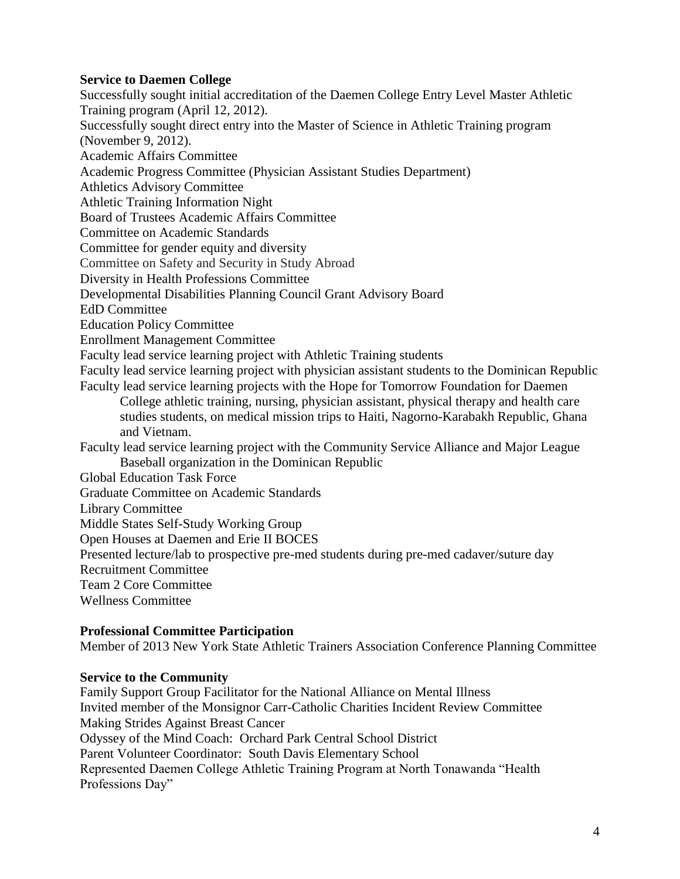**Service to Daemen College**

Successfully sought initial accreditation of the Daemen College Entry Level Master Athletic Training program (April 12, 2012).
Successfully sought direct entry into the Master of Science in Athletic Training program (November 9, 2012).
Academic Affairs Committee
Academic Progress Committee (Physician Assistant Studies Department)
Athletics Advisory Committee
Athletic Training Information Night
Board of Trustees Academic Affairs Committee
Committee on Academic Standards
Committee for gender equity and diversity
Committee on Safety and Security in Study Abroad
Diversity in Health Professions Committee
Developmental Disabilities Planning Council Grant Advisory Board
EdD Committee
Education Policy Committee
Enrollment Management Committee
Faculty lead service learning project with Athletic Training students
Faculty lead service learning project with physician assistant students to the Dominican Republic
Faculty lead service learning projects with the Hope for Tomorrow Foundation for Daemen College athletic training, nursing, physician assistant, physical therapy and health care studies students, on medical mission trips to Haiti, Nagorno-Karabakh Republic, Ghana and Vietnam.
Faculty lead service learning project with the Community Service Alliance and Major League Baseball organization in the Dominican Republic
Global Education Task Force
Graduate Committee on Academic Standards
Library Committee
Middle States Self-Study Working Group
Open Houses at Daemen and Erie II BOCES
Presented lecture/lab to prospective pre-med students during pre-med cadaver/suture day
Recruitment Committee
Team 2 Core Committee
Wellness Committee

**Professional Committee Participation**

Member of 2013 New York State Athletic Trainers Association Conference Planning Committee

**Service to the Community**

Family Support Group Facilitator for the National Alliance on Mental Illness
Invited member of the Monsignor Carr-Catholic Charities Incident Review Committee
Making Strides Against Breast Cancer
Odyssey of the Mind Coach: Orchard Park Central School District
Parent Volunteer Coordinator: South Davis Elementary School
Represented Daemen College Athletic Training Program at North Tonawanda "Health Professions Day"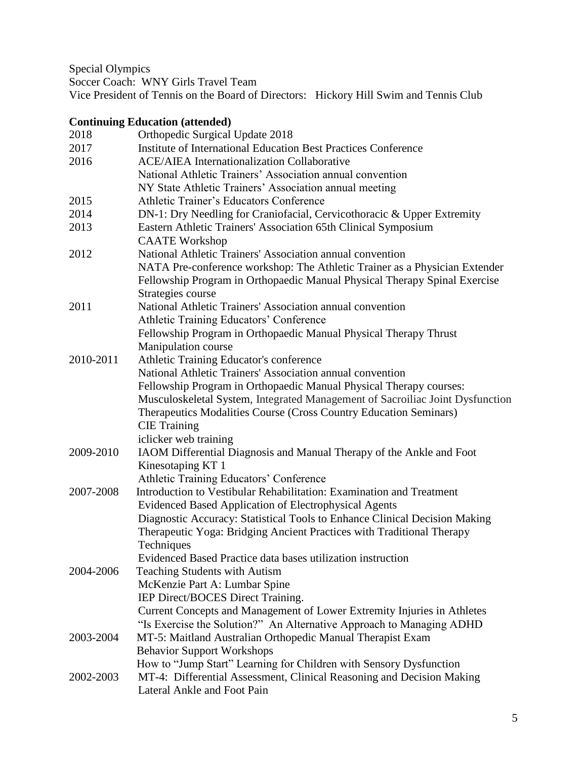Special Olympics
Soccer Coach: WNY Girls Travel Team
Vice President of Tennis on the Board of Directors: Hickory Hill Swim and Tennis Club

**Continuing Education (attended)**

| | |
|---|---|
| 2018 | Orthopedic Surgical Update 2018 |
| 2017 | Institute of International Education Best Practices Conference |
| 2016 | ACE/AIEA Internationalization Collaborative |
| | National Athletic Trainers' Association annual convention |
| | NY State Athletic Trainers' Association annual meeting |
| 2015 | Athletic Trainer's Educators Conference |
| 2014 | DN-1: Dry Needling for Craniofacial, Cervicothoracic & Upper Extremity |
| 2013 | Eastern Athletic Trainers' Association 65th Clinical Symposium |
| | CAATE Workshop |
| 2012 | National Athletic Trainers' Association annual convention |
| | NATA Pre-conference workshop: The Athletic Trainer as a Physician Extender |
| | Fellowship Program in Orthopaedic Manual Physical Therapy Spinal Exercise Strategies course |
| 2011 | National Athletic Trainers' Association annual convention |
| | Athletic Training Educators' Conference |
| | Fellowship Program in Orthopaedic Manual Physical Therapy Thrust Manipulation course |
| 2010-2011 | Athletic Training Educator's conference |
| | National Athletic Trainers' Association annual convention |
| | Fellowship Program in Orthopaedic Manual Physical Therapy courses: Musculoskeletal System, Integrated Management of Sacroiliac Joint Dysfunction |
| | Therapeutics Modalities Course (Cross Country Education Seminars) |
| | CIE Training |
| | iclicker web training |
| 2009-2010 | IAOM Differential Diagnosis and Manual Therapy of the Ankle and Foot |
| | Kinesotaping KT 1 |
| | Athletic Training Educators' Conference |
| 2007-2008 | Introduction to Vestibular Rehabilitation: Examination and Treatment |
| | Evidenced Based Application of Electrophysical Agents |
| | Diagnostic Accuracy: Statistical Tools to Enhance Clinical Decision Making |
| | Therapeutic Yoga: Bridging Ancient Practices with Traditional Therapy Techniques |
| | Evidenced Based Practice data bases utilization instruction |
| 2004-2006 | Teaching Students with Autism |
| | McKenzie Part A: Lumbar Spine |
| | IEP Direct/BOCES Direct Training. |
| | Current Concepts and Management of Lower Extremity Injuries in Athletes |
| | "Is Exercise the Solution?" An Alternative Approach to Managing ADHD |
| 2003-2004 | MT-5: Maitland Australian Orthopedic Manual Therapist Exam |
| | Behavior Support Workshops |
| | How to "Jump Start" Learning for Children with Sensory Dysfunction |
| 2002-2003 | MT-4: Differential Assessment, Clinical Reasoning and Decision Making |
| | Lateral Ankle and Foot Pain |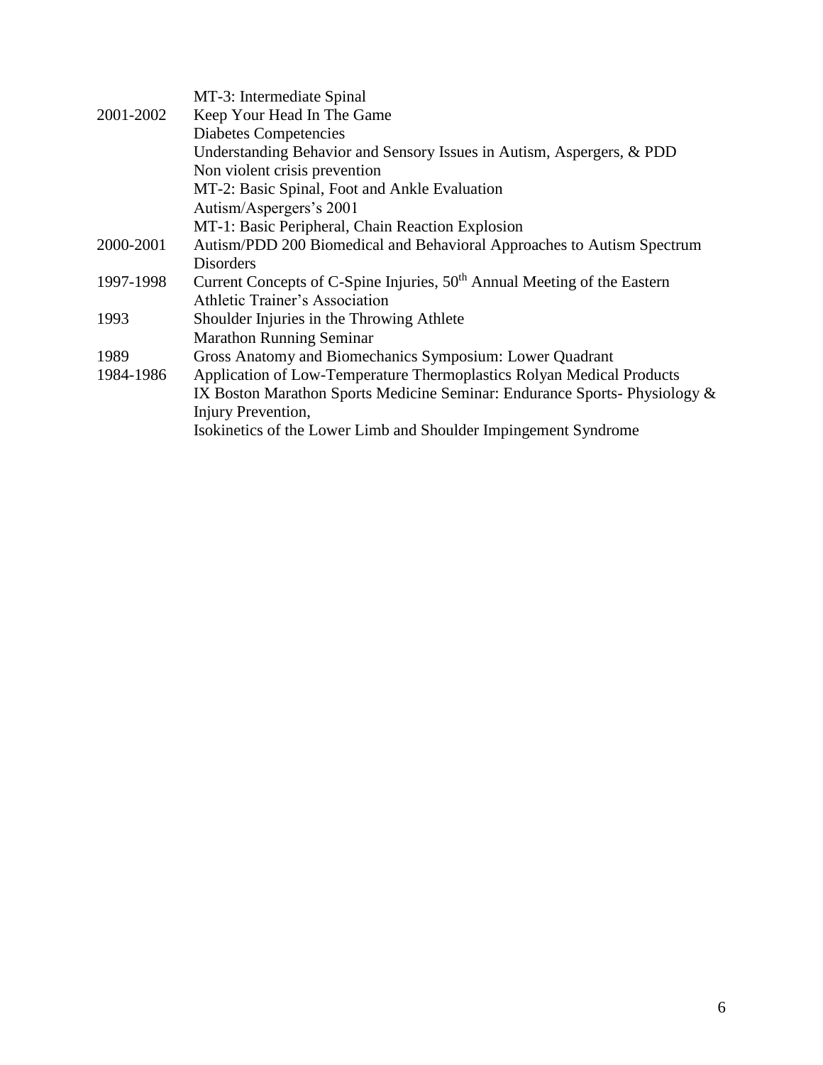| | |
|---|---|
| | MT-3: Intermediate Spinal |
| 2001-2002 | Keep Your Head In The Game |
| | Diabetes Competencies |
| | Understanding Behavior and Sensory Issues in Autism, Aspergers, & PDD |
| | Non violent crisis prevention |
| | MT-2: Basic Spinal, Foot and Ankle Evaluation |
| | Autism/Aspergers's 2001 |
| | MT-1: Basic Peripheral, Chain Reaction Explosion |
| 2000-2001 | Autism/PDD 200 Biomedical and Behavioral Approaches to Autism Spectrum Disorders |
| 1997-1998 | Current Concepts of C-Spine Injuries, 50th Annual Meeting of the Eastern Athletic Trainer's Association |
| 1993 | Shoulder Injuries in the Throwing Athlete |
| | Marathon Running Seminar |
| 1989 | Gross Anatomy and Biomechanics Symposium: Lower Quadrant |
| 1984-1986 | Application of Low-Temperature Thermoplastics Rolyan Medical Products |
| | IX Boston Marathon Sports Medicine Seminar: Endurance Sports- Physiology & Injury Prevention, |
| | Isokinetics of the Lower Limb and Shoulder Impingement Syndrome |